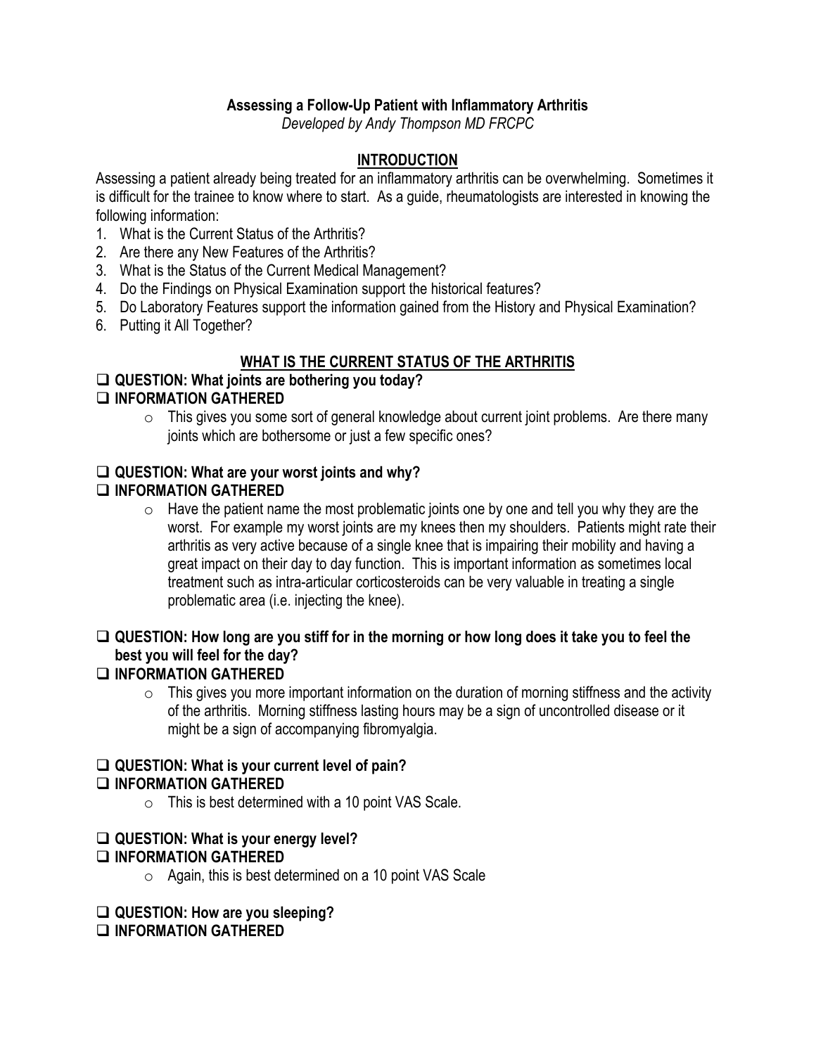# Assessing a Follow-Up Patient with Inflammatory Arthritis

*Developed by Andy Thompson MD FRCPC*

## INTRODUCTION

Assessing a patient already being treated for an inflammatory arthritis can be overwhelming. Sometimes it is difficult for the trainee to know where to start. As a guide, rheumatologists are interested in knowing the following information:

1. What is the Current Status of the Arthritis?
2. Are there any New Features of the Arthritis?
3. What is the Status of the Current Medical Management?
4. Do the Findings on Physical Examination support the historical features?
5. Do Laboratory Features support the information gained from the History and Physical Examination?
6. Putting it All Together?

## WHAT IS THE CURRENT STATUS OF THE ARTHRITIS

- ❑ **QUESTION: What joints are bothering you today?**
- ❑ **INFORMATION GATHERED**
    - This gives you some sort of general knowledge about current joint problems. Are there many joints which are bothersome or just a few specific ones?

- ❑ **QUESTION: What are your worst joints and why?**
- ❑ **INFORMATION GATHERED**
    - Have the patient name the most problematic joints one by one and tell you why they are the worst. For example my worst joints are my knees then my shoulders. Patients might rate their arthritis as very active because of a single knee that is impairing their mobility and having a great impact on their day to day function. This is important information as sometimes local treatment such as intra-articular corticosteroids can be very valuable in treating a single problematic area (i.e. injecting the knee).

- ❑ **QUESTION: How long are you stiff for in the morning or how long does it take you to feel the best you will feel for the day?**
- ❑ **INFORMATION GATHERED**
    - This gives you more important information on the duration of morning stiffness and the activity of the arthritis. Morning stiffness lasting hours may be a sign of uncontrolled disease or it might be a sign of accompanying fibromyalgia.

- ❑ **QUESTION: What is your current level of pain?**
- ❑ **INFORMATION GATHERED**
    - This is best determined with a 10 point VAS Scale.

- ❑ **QUESTION: What is your energy level?**
- ❑ **INFORMATION GATHERED**
    - Again, this is best determined on a 10 point VAS Scale

- ❑ **QUESTION: How are you sleeping?**
- ❑ **INFORMATION GATHERED**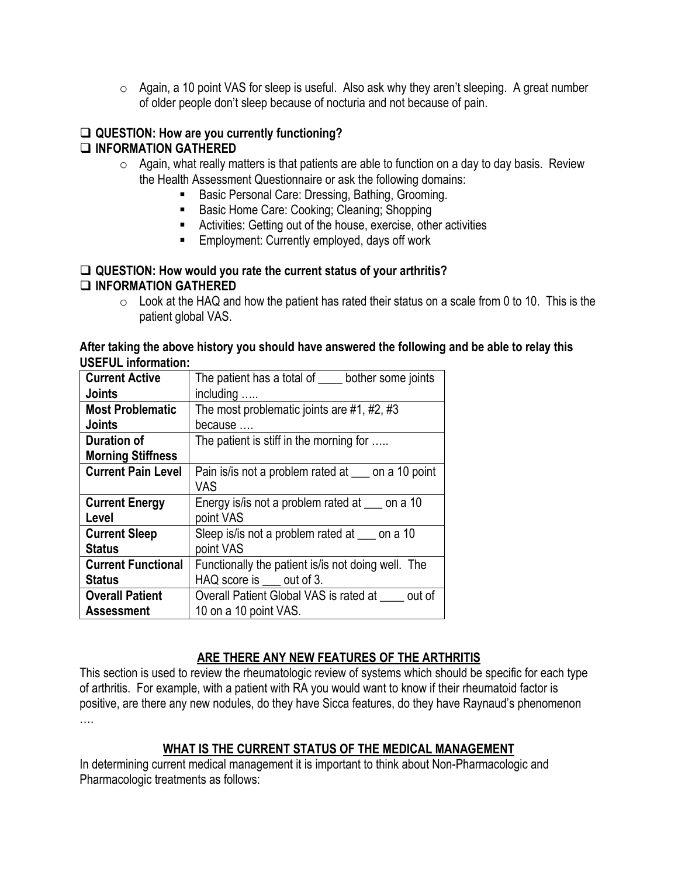- Again, a 10 point VAS for sleep is useful. Also ask why they aren't sleeping. A great number of older people don't sleep because of nocturia and not because of pain.

- ❑ **QUESTION: How are you currently functioning?**
- ❑ **INFORMATION GATHERED**
  - Again, what really matters is that patients are able to function on a day to day basis. Review the Health Assessment Questionnaire or ask the following domains:
    - Basic Personal Care: Dressing, Bathing, Grooming.
    - Basic Home Care: Cooking; Cleaning; Shopping
    - Activities: Getting out of the house, exercise, other activities
    - Employment: Currently employed, days off work

- ❑ **QUESTION: How would you rate the current status of your arthritis?**
- ❑ **INFORMATION GATHERED**
  - Look at the HAQ and how the patient has rated their status on a scale from 0 to 10. This is the patient global VAS.

**After taking the above history you should have answered the following and be able to relay this USEFUL information:**

| | |
|---|---|
| **Current Active Joints** | The patient has a total of ____ bother some joints including ….. |
| **Most Problematic Joints** | The most problematic joints are #1, #2, #3 because …. |
| **Duration of Morning Stiffness** | The patient is stiff in the morning for ….. |
| **Current Pain Level** | Pain is/is not a problem rated at ___ on a 10 point VAS |
| **Current Energy Level** | Energy is/is not a problem rated at ___ on a 10 point VAS |
| **Current Sleep Status** | Sleep is/is not a problem rated at ___ on a 10 point VAS |
| **Current Functional Status** | Functionally the patient is/is not doing well. The HAQ score is ___ out of 3. |
| **Overall Patient Assessment** | Overall Patient Global VAS is rated at ____ out of 10 on a 10 point VAS. |

## ARE THERE ANY NEW FEATURES OF THE ARTHRITIS

This section is used to review the rheumatologic review of systems which should be specific for each type of arthritis. For example, with a patient with RA you would want to know if their rheumatoid factor is positive, are there any new nodules, do they have Sicca features, do they have Raynaud's phenomenon ….

## WHAT IS THE CURRENT STATUS OF THE MEDICAL MANAGEMENT

In determining current medical management it is important to think about Non-Pharmacologic and Pharmacologic treatments as follows: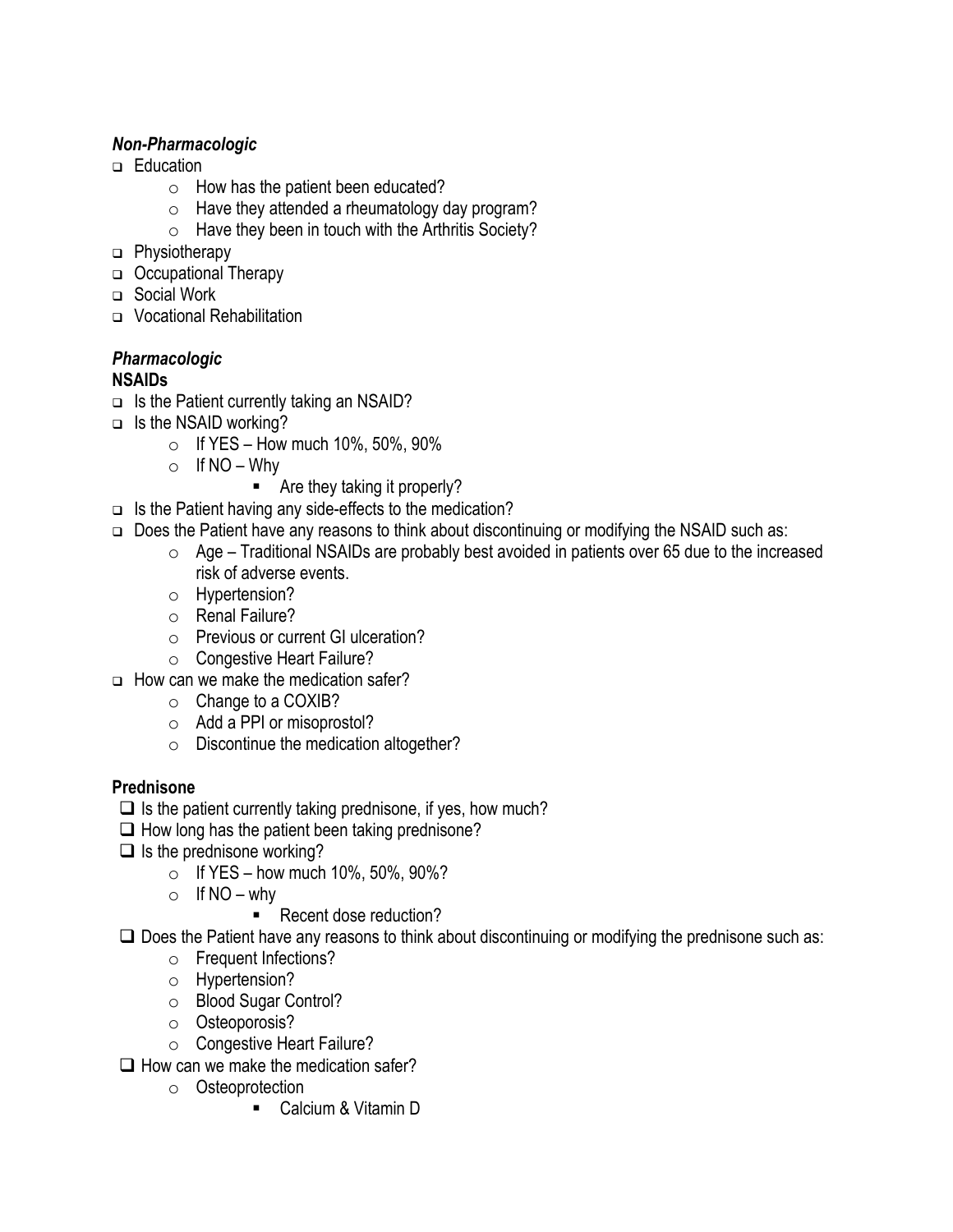***Non-Pharmacologic***

- Education
    - How has the patient been educated?
    - Have they attended a rheumatology day program?
    - Have they been in touch with the Arthritis Society?
- Physiotherapy
- Occupational Therapy
- Social Work
- Vocational Rehabilitation

***Pharmacologic***

**NSAIDs**

- Is the Patient currently taking an NSAID?
- Is the NSAID working?
    - If YES – How much 10%, 50%, 90%
    - If NO – Why
        - Are they taking it properly?
- Is the Patient having any side-effects to the medication?
- Does the Patient have any reasons to think about discontinuing or modifying the NSAID such as:
    - Age – Traditional NSAIDs are probably best avoided in patients over 65 due to the increased risk of adverse events.
    - Hypertension?
    - Renal Failure?
    - Previous or current GI ulceration?
    - Congestive Heart Failure?
- How can we make the medication safer?
    - Change to a COXIB?
    - Add a PPI or misoprostol?
    - Discontinue the medication altogether?

**Prednisone**

- Is the patient currently taking prednisone, if yes, how much?
- How long has the patient been taking prednisone?
- Is the prednisone working?
    - If YES – how much 10%, 50%, 90%?
    - If NO – why
        - Recent dose reduction?
- Does the Patient have any reasons to think about discontinuing or modifying the prednisone such as:
    - Frequent Infections?
    - Hypertension?
    - Blood Sugar Control?
    - Osteoporosis?
    - Congestive Heart Failure?
- How can we make the medication safer?
    - Osteoprotection
        - Calcium & Vitamin D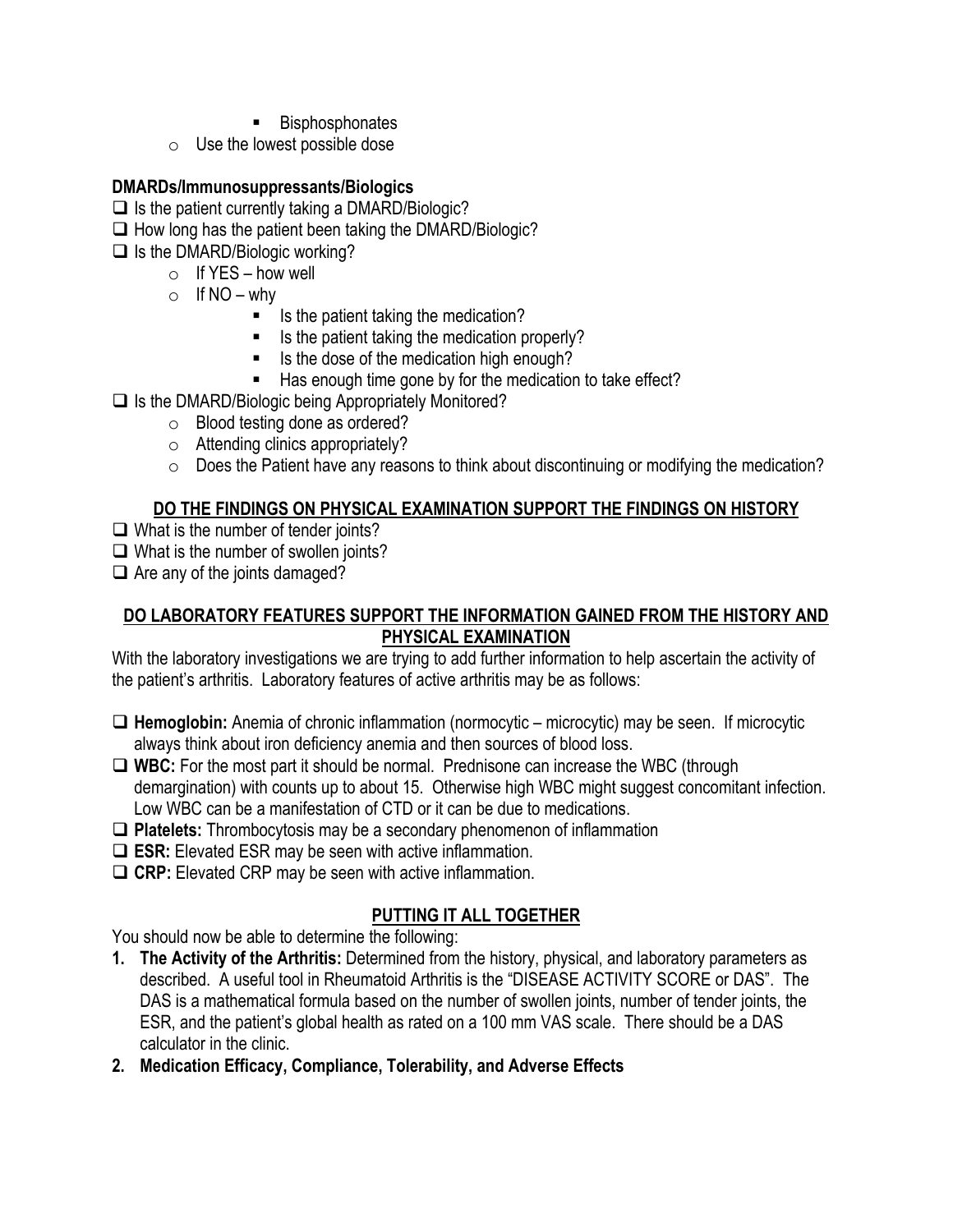- Bisphosphonates
    - Use the lowest possible dose

**DMARDs/Immunosuppressants/Biologics**

- ❑ Is the patient currently taking a DMARD/Biologic?
- ❑ How long has the patient been taking the DMARD/Biologic?
- ❑ Is the DMARD/Biologic working?
    - If YES – how well
    - If NO – why
        - Is the patient taking the medication?
        - Is the patient taking the medication properly?
        - Is the dose of the medication high enough?
        - Has enough time gone by for the medication to take effect?
- ❑ Is the DMARD/Biologic being Appropriately Monitored?
    - Blood testing done as ordered?
    - Attending clinics appropriately?
    - Does the Patient have any reasons to think about discontinuing or modifying the medication?

## DO THE FINDINGS ON PHYSICAL EXAMINATION SUPPORT THE FINDINGS ON HISTORY

- ❑ What is the number of tender joints?
- ❑ What is the number of swollen joints?
- ❑ Are any of the joints damaged?

## DO LABORATORY FEATURES SUPPORT THE INFORMATION GAINED FROM THE HISTORY AND PHYSICAL EXAMINATION

With the laboratory investigations we are trying to add further information to help ascertain the activity of the patient's arthritis. Laboratory features of active arthritis may be as follows:

- ❑ **Hemoglobin:** Anemia of chronic inflammation (normocytic – microcytic) may be seen. If microcytic always think about iron deficiency anemia and then sources of blood loss.
- ❑ **WBC:** For the most part it should be normal. Prednisone can increase the WBC (through demargination) with counts up to about 15. Otherwise high WBC might suggest concomitant infection. Low WBC can be a manifestation of CTD or it can be due to medications.
- ❑ **Platelets:** Thrombocytosis may be a secondary phenomenon of inflammation
- ❑ **ESR:** Elevated ESR may be seen with active inflammation.
- ❑ **CRP:** Elevated CRP may be seen with active inflammation.

## PUTTING IT ALL TOGETHER

You should now be able to determine the following:

1. **The Activity of the Arthritis:** Determined from the history, physical, and laboratory parameters as described. A useful tool in Rheumatoid Arthritis is the "DISEASE ACTIVITY SCORE or DAS". The DAS is a mathematical formula based on the number of swollen joints, number of tender joints, the ESR, and the patient's global health as rated on a 100 mm VAS scale. There should be a DAS calculator in the clinic.
2. **Medication Efficacy, Compliance, Tolerability, and Adverse Effects**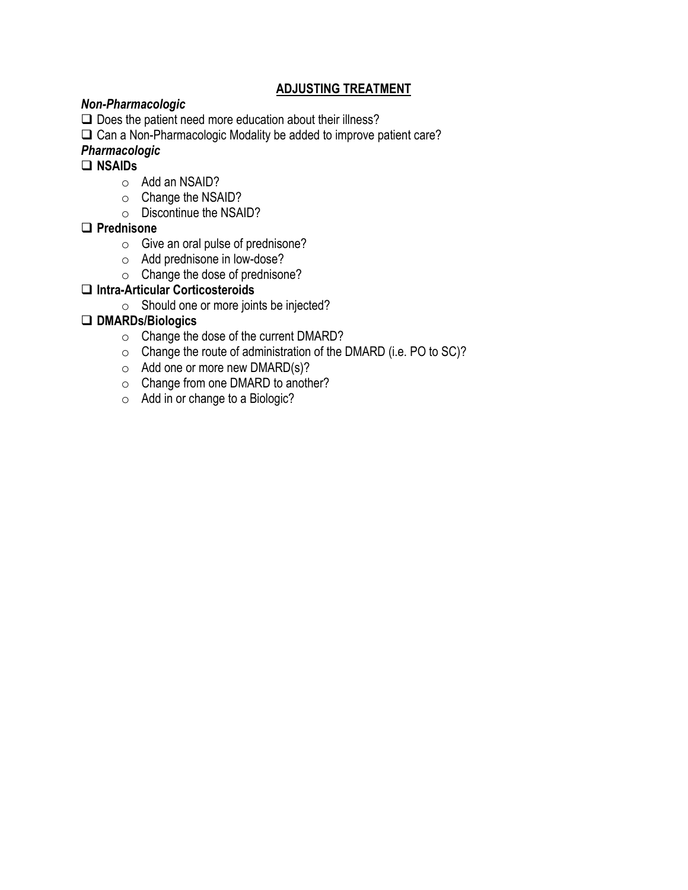## ADJUSTING TREATMENT

***Non-Pharmacologic***

- [ ] Does the patient need more education about their illness?
- [ ] Can a Non-Pharmacologic Modality be added to improve patient care?

***Pharmacologic***

- [ ] **NSAIDs**
    - Add an NSAID?
    - Change the NSAID?
    - Discontinue the NSAID?
- [ ] **Prednisone**
    - Give an oral pulse of prednisone?
    - Add prednisone in low-dose?
    - Change the dose of prednisone?
- [ ] **Intra-Articular Corticosteroids**
    - Should one or more joints be injected?
- [ ] **DMARDs/Biologics**
    - Change the dose of the current DMARD?
    - Change the route of administration of the DMARD (i.e. PO to SC)?
    - Add one or more new DMARD(s)?
    - Change from one DMARD to another?
    - Add in or change to a Biologic?